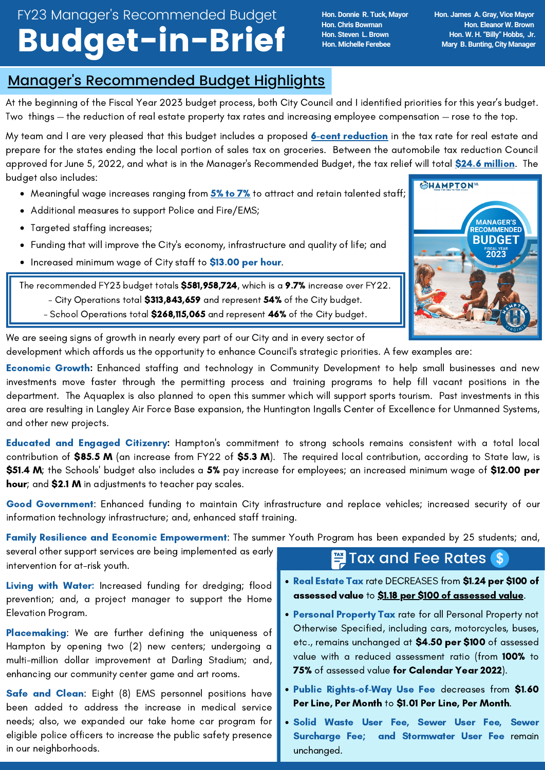# FY23 Manager's Recommended Budget

# Budget-in-Brief

Hon. Donnie R. Tuck, Mayor
Hon. Chris Bowman
Hon. Steven L. Brown
Hon. Michelle Ferebee

Hon. James A. Gray, Vice Mayor
Hon. Eleanor W. Brown
Hon. W. H. "Billy" Hobbs, Jr.
Mary B. Bunting, City Manager

## Manager's Recommended Budget Highlights

At the beginning of the Fiscal Year 2023 budget process, both City Council and I identified priorities for this year's budget. Two things — the reduction of real estate property tax rates and increasing employee compensation — rose to the top.

My team and I are very pleased that this budget includes a proposed **6-cent reduction** in the tax rate for real estate and prepare for the states ending the local portion of sales tax on groceries. Between the automobile tax reduction Council approved for June 5, 2022, and what is in the Manager's Recommended Budget, the tax relief will total **$24.6 million**. The budget also includes:

- Meaningful wage increases ranging from **5% to 7%** to attract and retain talented staff;
- Additional measures to support Police and Fire/EMS;
- Targeted staffing increases;
- Funding that will improve the City's economy, infrastructure and quality of life; and
- Increased minimum wage of City staff to **$13.00 per hour**.

The recommended FY23 budget totals **$581,958,724**, which is a **9.7%** increase over FY22.
- City Operations total **$313,843,659** and represent **54%** of the City budget.
- School Operations total **$268,115,065** and represent **46%** of the City budget.

We are seeing signs of growth in nearly every part of our City and in every sector of development which affords us the opportunity to enhance Council's strategic priorities. A few examples are:

**Economic Growth**: Enhanced staffing and technology in Community Development to help small businesses and new investments move faster through the permitting process and training programs to help fill vacant positions in the department. The Aquaplex is also planned to open this summer which will support sports tourism. Past investments in this area are resulting in Langley Air Force Base expansion, the Huntington Ingalls Center of Excellence for Unmanned Systems, and other new projects.

**Educated and Engaged Citizenry**: Hampton's commitment to strong schools remains consistent with a total local contribution of **$85.5 M** (an increase from FY22 of **$5.3 M**). The required local contribution, according to State law, is **$51.4 M**; the Schools' budget also includes a **5%** pay increase for employees; an increased minimum wage of **$12.00 per hour**; and **$2.1 M** in adjustments to teacher pay scales.

**Good Government**: Enhanced funding to maintain City infrastructure and replace vehicles; increased security of our information technology infrastructure; and, enhanced staff training.

**Family Resilience and Economic Empowerment**: The summer Youth Program has been expanded by 25 students; and, several other support services are being implemented as early intervention for at-risk youth.

**Living with Water**: Increased funding for dredging; flood prevention; and, a project manager to support the Home Elevation Program.

**Placemaking**: We are further defining the uniqueness of Hampton by opening two (2) new centers; undergoing a multi-million dollar improvement at Darling Stadium; and, enhancing our community center game and art rooms.

**Safe and Clean**: Eight (8) EMS personnel positions have been added to address the increase in medical service needs; also, we expanded our take home car program for eligible police officers to increase the public safety presence in our neighborhoods.

## Tax and Fee Rates

- **Real Estate Tax** rate DECREASES from **$1.24 per $100 of assessed value** to **$1.18 per $100 of assessed value**.
- **Personal Property Tax** rate for all Personal Property not Otherwise Specified, including cars, motorcycles, buses, etc., remains unchanged at **$4.50 per $100** of assessed value with a reduced assessment ratio (from **100%** to **75%** of assessed value **for Calendar Year 2022**).
- **Public Rights-of-Way Use Fee** decreases from **$1.60 Per Line, Per Month** to **$1.01 Per Line, Per Month**.
- **Solid Waste User Fee, Sewer User Fee, Sewer Surcharge Fee; and Stormwater User Fee** remain unchanged.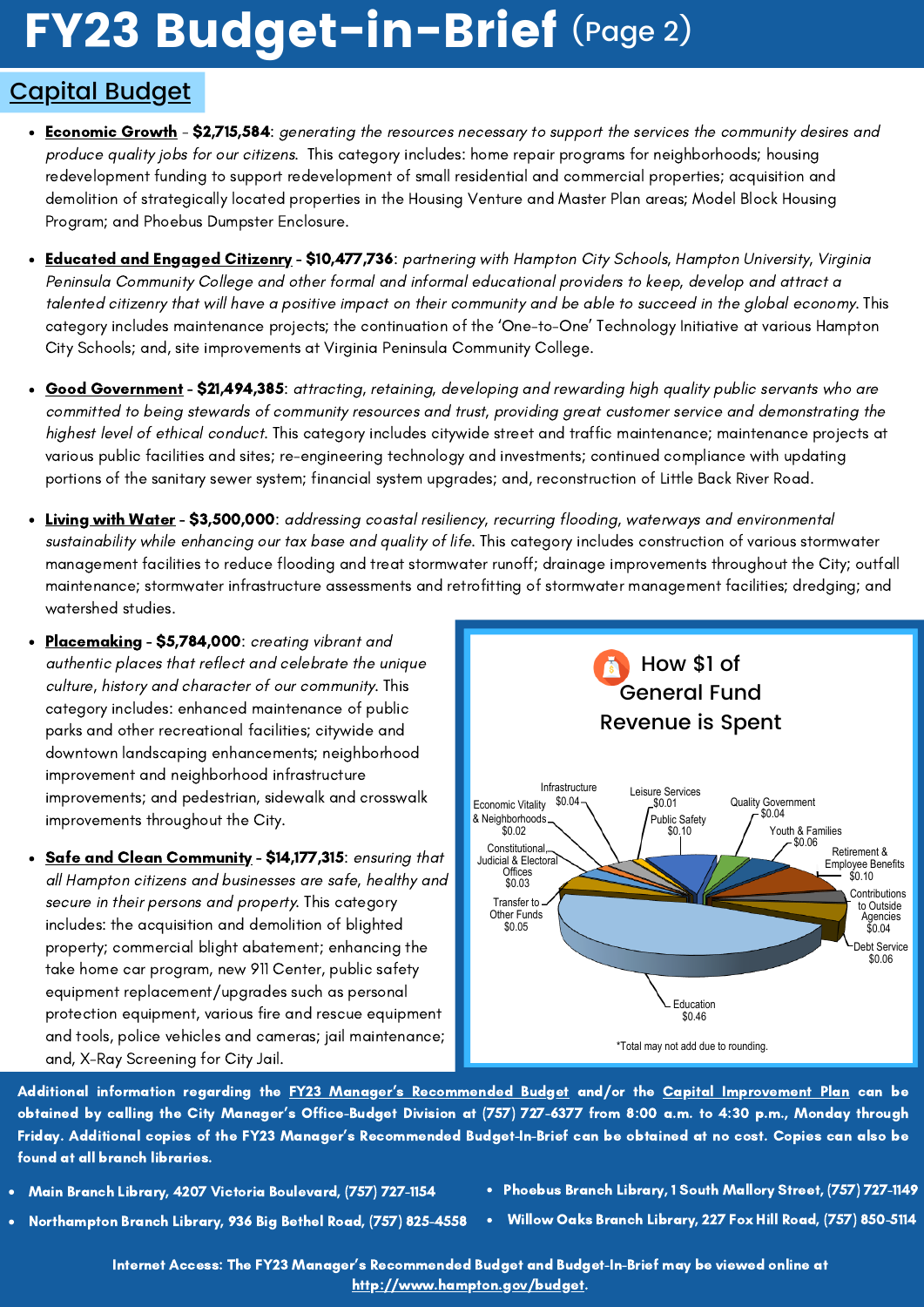# FY23 Budget-in-Brief (Page 2)

## Capital Budget

- **Economic Growth** - **$2,715,584**: *generating the resources necessary to support the services the community desires and produce quality jobs for our citizens.* This category includes: home repair programs for neighborhoods; housing redevelopment funding to support redevelopment of small residential and commercial properties; acquisition and demolition of strategically located properties in the Housing Venture and Master Plan areas; Model Block Housing Program; and Phoebus Dumpster Enclosure.

- **Educated and Engaged Citizenry** - **$10,477,736**: *partnering with Hampton City Schools, Hampton University, Virginia Peninsula Community College and other formal and informal educational providers to keep, develop and attract a talented citizenry that will have a positive impact on their community and be able to succeed in the global economy.* This category includes maintenance projects; the continuation of the 'One-to-One' Technology Initiative at various Hampton City Schools; and, site improvements at Virginia Peninsula Community College.

- **Good Government** - **$21,494,385**: *attracting, retaining, developing and rewarding high quality public servants who are committed to being stewards of community resources and trust, providing great customer service and demonstrating the highest level of ethical conduct.* This category includes citywide street and traffic maintenance; maintenance projects at various public facilities and sites; re-engineering technology and investments; continued compliance with updating portions of the sanitary sewer system; financial system upgrades; and, reconstruction of Little Back River Road.

- **Living with Water** - **$3,500,000**: *addressing coastal resiliency, recurring flooding, waterways and environmental sustainability while enhancing our tax base and quality of life.* This category includes construction of various stormwater management facilities to reduce flooding and treat stormwater runoff; drainage improvements throughout the City; outfall maintenance; stormwater infrastructure assessments and retrofitting of stormwater management facilities; dredging; and watershed studies.

- **Placemaking** - **$5,784,000**: *creating vibrant and authentic places that reflect and celebrate the unique culture, history and character of our community.* This category includes: enhanced maintenance of public parks and other recreational facilities; citywide and downtown landscaping enhancements; neighborhood improvement and neighborhood infrastructure improvements; and pedestrian, sidewalk and crosswalk improvements throughout the City.

- **Safe and Clean Community** - **$14,177,315**: *ensuring that all Hampton citizens and businesses are safe, healthy and secure in their persons and property.* This category includes: the acquisition and demolition of blighted property; commercial blight abatement; enhancing the take home car program, new 911 Center, public safety equipment replacement/upgrades such as personal protection equipment, various fire and rescue equipment and tools, police vehicles and cameras; jail maintenance; and, X-Ray Screening for City Jail.

### How $1 of General Fund Revenue is Spent

Infrastructure $0.04
Leisure Services $0.01
Quality Government $0.04
Economic Vitality & Neighborhoods $0.02
Public Safety $0.10
Youth & Families $0.06
Constitutional, Judicial & Electoral Offices $0.03
Retirement & Employee Benefits $0.10
Transfer to Other Funds $0.05
Contributions to Outside Agencies $0.04
Debt Service $0.06
Education $0.46

*Total may not add due to rounding.

**Additional information regarding the FY23 Manager's Recommended Budget and/or the Capital Improvement Plan can be obtained by calling the City Manager's Office-Budget Division at (757) 727-6377 from 8:00 a.m. to 4:30 p.m., Monday through Friday. Additional copies of the FY23 Manager's Recommended Budget-In-Brief can be obtained at no cost. Copies can also be found at all branch libraries.**

- **Main Branch Library, 4207 Victoria Boulevard, (757) 727-1154**
- **Phoebus Branch Library, 1 South Mallory Street, (757) 727-1149**
- **Northampton Branch Library, 936 Big Bethel Road, (757) 825-4558**
- **Willow Oaks Branch Library, 227 Fox Hill Road, (757) 850-5114**

**Internet Access: The FY23 Manager's Recommended Budget and Budget-In-Brief may be viewed online at http://www.hampton.gov/budget.**